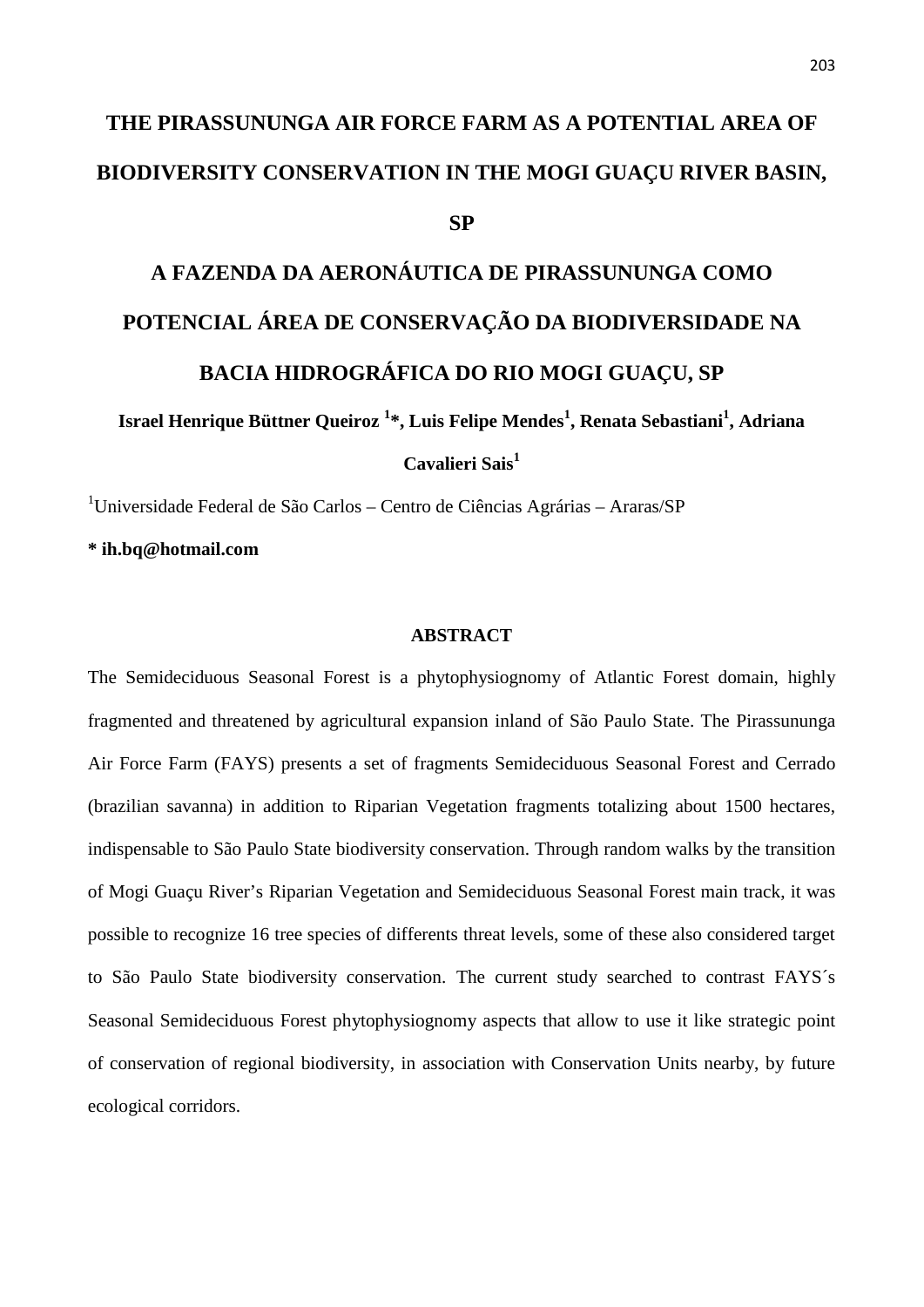# THE PIRASSUNUNGA AIR FORCE FARM AS A POTENTIAL AREA OF BIODIVERSITY CONSERVATION IN THE MOGI GUAÇU RIVER BASIN, SP

# A FAZENDA DA AERONÁUTICA DE PIRASSUNUNGA COMO POTENCIAL ÁREA DE CONSERVAÇÃO DA BIODIVERSIDADE NA BACIA HIDROGRÁFICA DO RIO MOGI GUAÇU, SP

**Israel Henrique Büttner Queiroz [1]\*, Luis Felipe Mendes[1], Renata Sebastiani[1], Adriana Cavalieri Sais[1]**

[1]Universidade Federal de São Carlos – Centro de Ciências Agrárias – Araras/SP

**\* ih.bq@hotmail.com**

## ABSTRACT

The Semideciduous Seasonal Forest is a phytophysiognomy of Atlantic Forest domain, highly fragmented and threatened by agricultural expansion inland of São Paulo State. The Pirassununga Air Force Farm (FAYS) presents a set of fragments Semideciduous Seasonal Forest and Cerrado (brazilian savanna) in addition to Riparian Vegetation fragments totalizing about 1500 hectares, indispensable to São Paulo State biodiversity conservation. Through random walks by the transition of Mogi Guaçu River's Riparian Vegetation and Semideciduous Seasonal Forest main track, it was possible to recognize 16 tree species of differents threat levels, some of these also considered target to São Paulo State biodiversity conservation. The current study searched to contrast FAYS´s Seasonal Semideciduous Forest phytophysiognomy aspects that allow to use it like strategic point of conservation of regional biodiversity, in association with Conservation Units nearby, by future ecological corridors.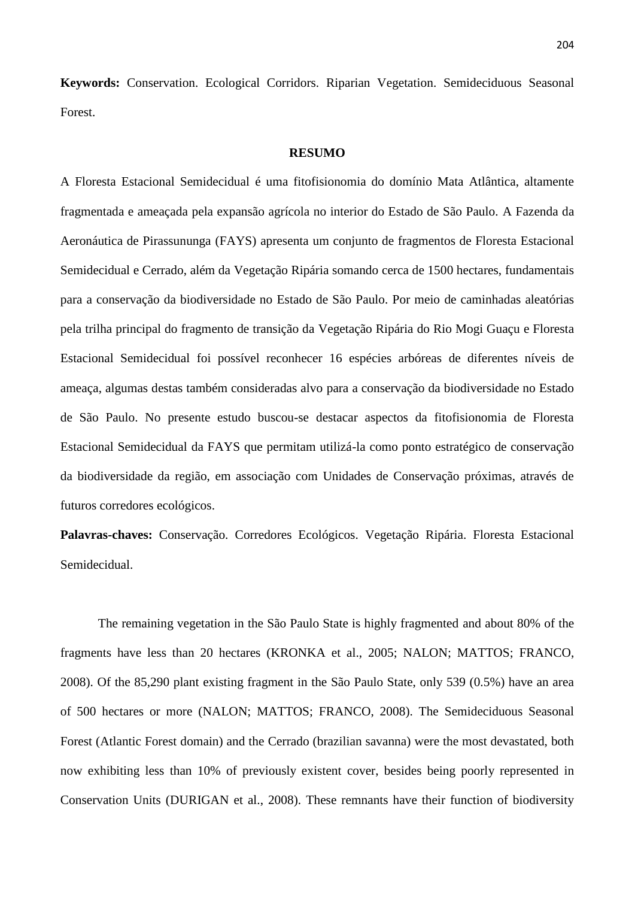**Keywords:** Conservation. Ecological Corridors. Riparian Vegetation. Semideciduous Seasonal Forest.

## RESUMO

A Floresta Estacional Semidecidual é uma fitofisionomia do domínio Mata Atlântica, altamente fragmentada e ameaçada pela expansão agrícola no interior do Estado de São Paulo. A Fazenda da Aeronáutica de Pirassununga (FAYS) apresenta um conjunto de fragmentos de Floresta Estacional Semidecidual e Cerrado, além da Vegetação Ripária somando cerca de 1500 hectares, fundamentais para a conservação da biodiversidade no Estado de São Paulo. Por meio de caminhadas aleatórias pela trilha principal do fragmento de transição da Vegetação Ripária do Rio Mogi Guaçu e Floresta Estacional Semidecidual foi possível reconhecer 16 espécies arbóreas de diferentes níveis de ameaça, algumas destas também consideradas alvo para a conservação da biodiversidade no Estado de São Paulo. No presente estudo buscou-se destacar aspectos da fitofisionomia de Floresta Estacional Semidecidual da FAYS que permitam utilizá-la como ponto estratégico de conservação da biodiversidade da região, em associação com Unidades de Conservação próximas, através de futuros corredores ecológicos.

**Palavras-chaves:** Conservação. Corredores Ecológicos. Vegetação Ripária. Floresta Estacional Semidecidual.

The remaining vegetation in the São Paulo State is highly fragmented and about 80% of the fragments have less than 20 hectares (KRONKA et al., 2005; NALON; MATTOS; FRANCO, 2008). Of the 85,290 plant existing fragment in the São Paulo State, only 539 (0.5%) have an area of 500 hectares or more (NALON; MATTOS; FRANCO, 2008). The Semideciduous Seasonal Forest (Atlantic Forest domain) and the Cerrado (brazilian savanna) were the most devastated, both now exhibiting less than 10% of previously existent cover, besides being poorly represented in Conservation Units (DURIGAN et al., 2008). These remnants have their function of biodiversity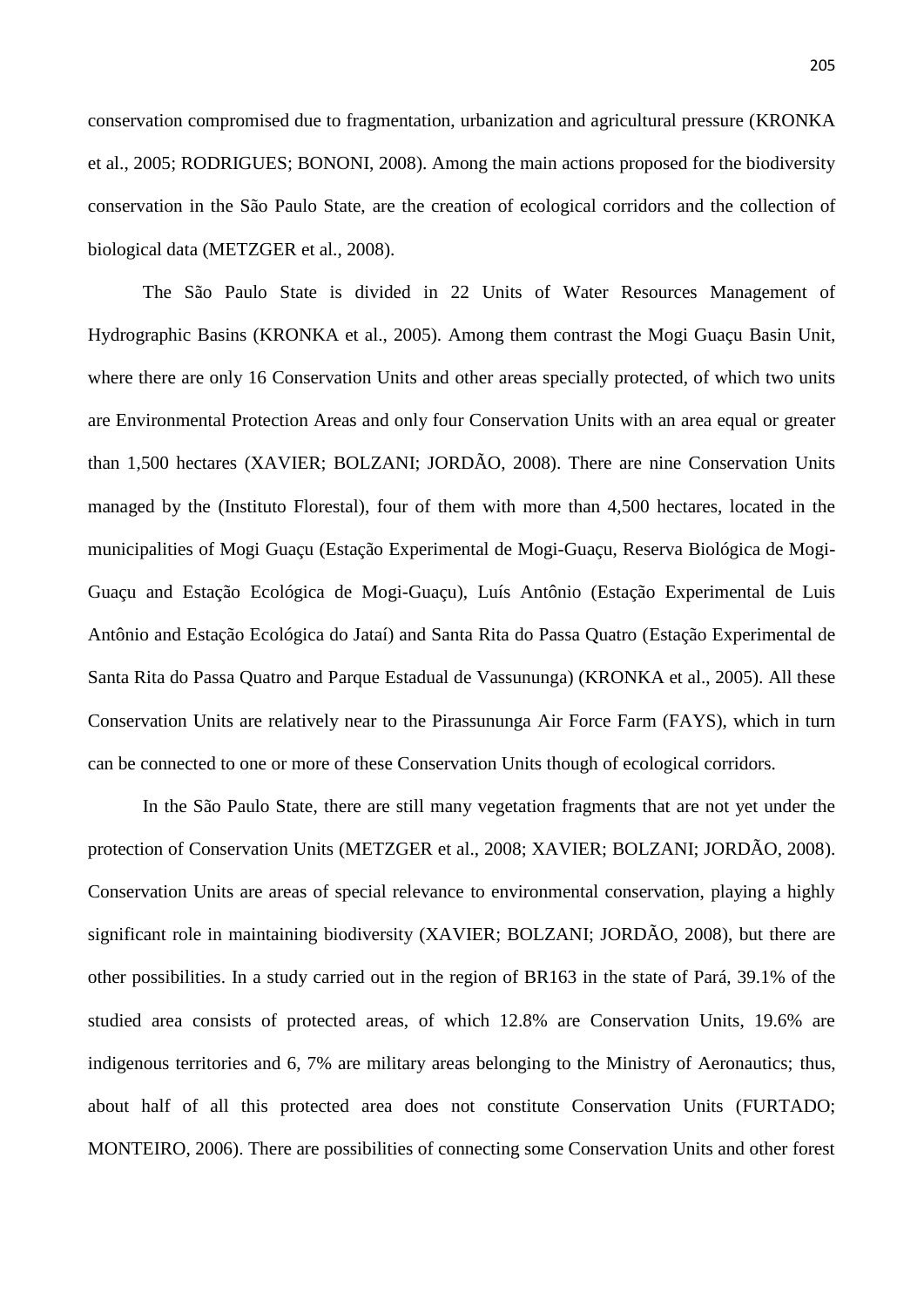conservation compromised due to fragmentation, urbanization and agricultural pressure (KRONKA et al., 2005; RODRIGUES; BONONI, 2008). Among the main actions proposed for the biodiversity conservation in the São Paulo State, are the creation of ecological corridors and the collection of biological data (METZGER et al., 2008).

The São Paulo State is divided in 22 Units of Water Resources Management of Hydrographic Basins (KRONKA et al., 2005). Among them contrast the Mogi Guaçu Basin Unit, where there are only 16 Conservation Units and other areas specially protected, of which two units are Environmental Protection Areas and only four Conservation Units with an area equal or greater than 1,500 hectares (XAVIER; BOLZANI; JORDÃO, 2008). There are nine Conservation Units managed by the (Instituto Florestal), four of them with more than 4,500 hectares, located in the municipalities of Mogi Guaçu (Estação Experimental de Mogi-Guaçu, Reserva Biológica de Mogi-Guaçu and Estação Ecológica de Mogi-Guaçu), Luís Antônio (Estação Experimental de Luis Antônio and Estação Ecológica do Jataí) and Santa Rita do Passa Quatro (Estação Experimental de Santa Rita do Passa Quatro and Parque Estadual de Vassununga) (KRONKA et al., 2005). All these Conservation Units are relatively near to the Pirassununga Air Force Farm (FAYS), which in turn can be connected to one or more of these Conservation Units though of ecological corridors.

In the São Paulo State, there are still many vegetation fragments that are not yet under the protection of Conservation Units (METZGER et al., 2008; XAVIER; BOLZANI; JORDÃO, 2008). Conservation Units are areas of special relevance to environmental conservation, playing a highly significant role in maintaining biodiversity (XAVIER; BOLZANI; JORDÃO, 2008), but there are other possibilities. In a study carried out in the region of BR163 in the state of Pará, 39.1% of the studied area consists of protected areas, of which 12.8% are Conservation Units, 19.6% are indigenous territories and 6, 7% are military areas belonging to the Ministry of Aeronautics; thus, about half of all this protected area does not constitute Conservation Units (FURTADO; MONTEIRO, 2006). There are possibilities of connecting some Conservation Units and other forest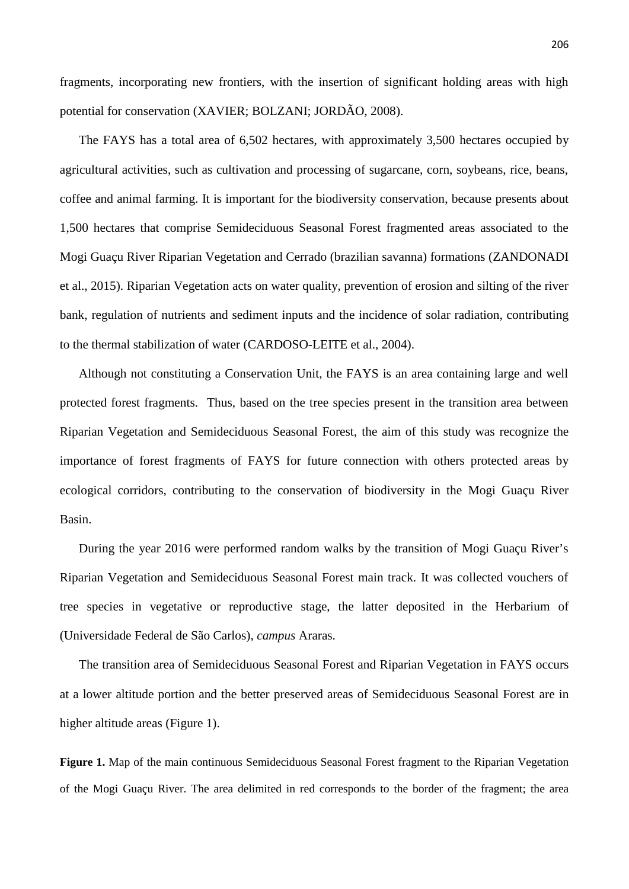fragments, incorporating new frontiers, with the insertion of significant holding areas with high potential for conservation (XAVIER; BOLZANI; JORDÃO, 2008).

The FAYS has a total area of 6,502 hectares, with approximately 3,500 hectares occupied by agricultural activities, such as cultivation and processing of sugarcane, corn, soybeans, rice, beans, coffee and animal farming. It is important for the biodiversity conservation, because presents about 1,500 hectares that comprise Semideciduous Seasonal Forest fragmented areas associated to the Mogi Guaçu River Riparian Vegetation and Cerrado (brazilian savanna) formations (ZANDONADI et al., 2015). Riparian Vegetation acts on water quality, prevention of erosion and silting of the river bank, regulation of nutrients and sediment inputs and the incidence of solar radiation, contributing to the thermal stabilization of water (CARDOSO-LEITE et al., 2004).

Although not constituting a Conservation Unit, the FAYS is an area containing large and well protected forest fragments. Thus, based on the tree species present in the transition area between Riparian Vegetation and Semideciduous Seasonal Forest, the aim of this study was recognize the importance of forest fragments of FAYS for future connection with others protected areas by ecological corridors, contributing to the conservation of biodiversity in the Mogi Guaçu River Basin.

During the year 2016 were performed random walks by the transition of Mogi Guaçu River's Riparian Vegetation and Semideciduous Seasonal Forest main track. It was collected vouchers of tree species in vegetative or reproductive stage, the latter deposited in the Herbarium of (Universidade Federal de São Carlos), *campus* Araras.

The transition area of Semideciduous Seasonal Forest and Riparian Vegetation in FAYS occurs at a lower altitude portion and the better preserved areas of Semideciduous Seasonal Forest are in higher altitude areas (Figure 1).

**Figure 1.** Map of the main continuous Semideciduous Seasonal Forest fragment to the Riparian Vegetation of the Mogi Guaçu River. The area delimited in red corresponds to the border of the fragment; the area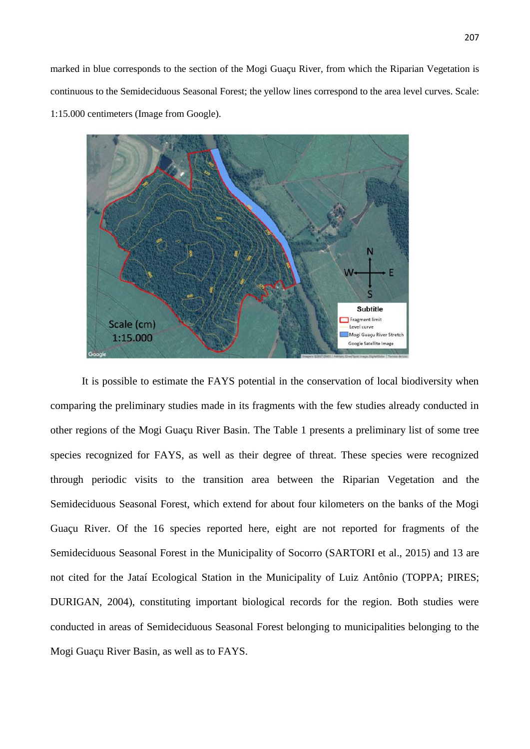marked in blue corresponds to the section of the Mogi Guaçu River, from which the Riparian Vegetation is continuous to the Semideciduous Seasonal Forest; the yellow lines correspond to the area level curves. Scale: 1:15.000 centimeters (Image from Google).

It is possible to estimate the FAYS potential in the conservation of local biodiversity when comparing the preliminary studies made in its fragments with the few studies already conducted in other regions of the Mogi Guaçu River Basin. The Table 1 presents a preliminary list of some tree species recognized for FAYS, as well as their degree of threat. These species were recognized through periodic visits to the transition area between the Riparian Vegetation and the Semideciduous Seasonal Forest, which extend for about four kilometers on the banks of the Mogi Guaçu River. Of the 16 species reported here, eight are not reported for fragments of the Semideciduous Seasonal Forest in the Municipality of Socorro (SARTORI et al., 2015) and 13 are not cited for the Jataí Ecological Station in the Municipality of Luiz Antônio (TOPPA; PIRES; DURIGAN, 2004), constituting important biological records for the region. Both studies were conducted in areas of Semideciduous Seasonal Forest belonging to municipalities belonging to the Mogi Guaçu River Basin, as well as to FAYS.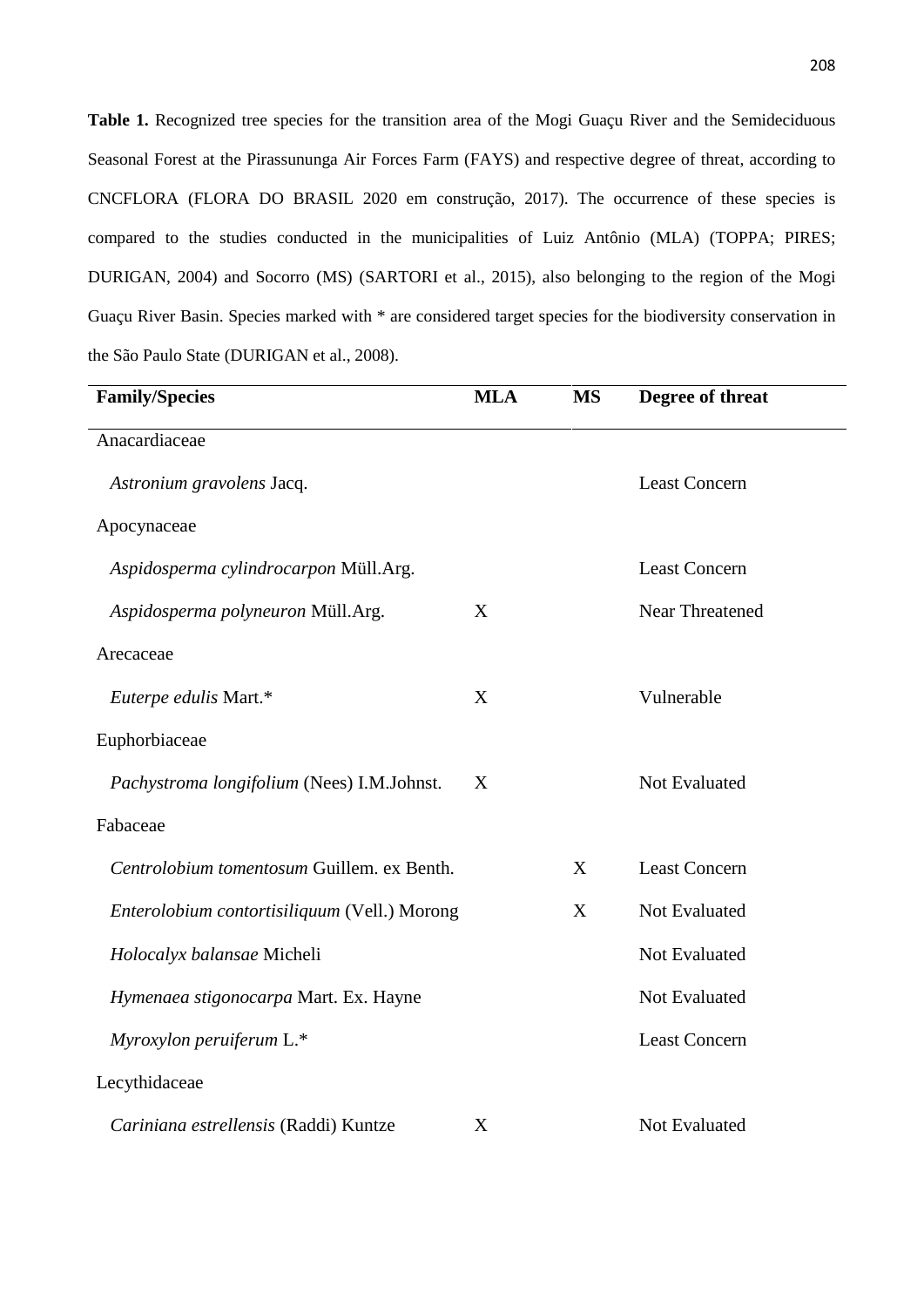**Table 1.** Recognized tree species for the transition area of the Mogi Guaçu River and the Semideciduous Seasonal Forest at the Pirassununga Air Forces Farm (FAYS) and respective degree of threat, according to CNCFLORA (FLORA DO BRASIL 2020 em construção, 2017). The occurrence of these species is compared to the studies conducted in the municipalities of Luiz Antônio (MLA) (TOPPA; PIRES; DURIGAN, 2004) and Socorro (MS) (SARTORI et al., 2015), also belonging to the region of the Mogi Guaçu River Basin. Species marked with * are considered target species for the biodiversity conservation in the São Paulo State (DURIGAN et al., 2008).

| Family/Species | MLA | MS | Degree of threat |
|---|---|---|---|
| Anacardiaceae | | | |
| *Astronium gravolens* Jacq. | | | Least Concern |
| Apocynaceae | | | |
| *Aspidosperma cylindrocarpon* Müll.Arg. | | | Least Concern |
| *Aspidosperma polyneuron* Müll.Arg. | X | | Near Threatened |
| Arecaceae | | | |
| *Euterpe edulis* Mart.* | X | | Vulnerable |
| Euphorbiaceae | | | |
| *Pachystroma longifolium* (Nees) I.M.Johnst. | X | | Not Evaluated |
| Fabaceae | | | |
| *Centrolobium tomentosum* Guillem. ex Benth. | | X | Least Concern |
| *Enterolobium contortisiliquum* (Vell.) Morong | | X | Not Evaluated |
| *Holocalyx balansae* Micheli | | | Not Evaluated |
| *Hymenaea stigonocarpa* Mart. Ex. Hayne | | | Not Evaluated |
| *Myroxylon peruiferum* L.* | | | Least Concern |
| Lecythidaceae | | | |
| *Cariniana estrellensis* (Raddi) Kuntze | X | | Not Evaluated |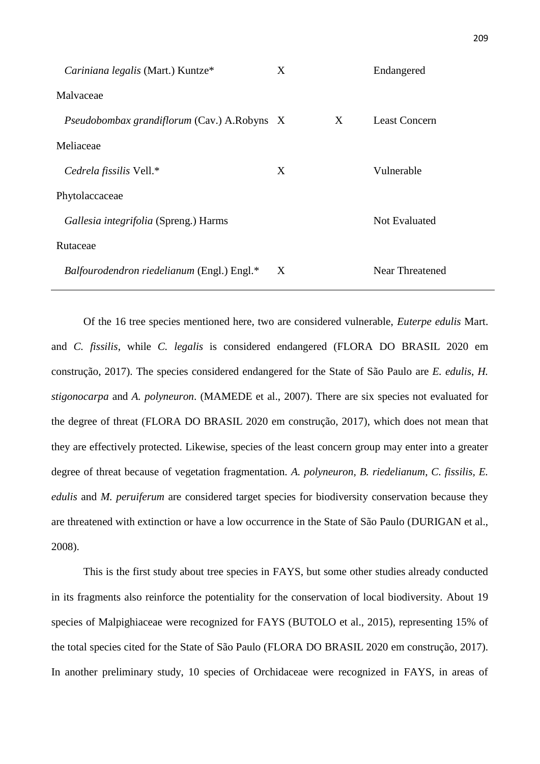| | | | |
|---|---|---|---|
| *Cariniana legalis* (Mart.) Kuntze* | X | | Endangered |
| Malvaceae | | | |
| *Pseudobombax grandiflorum* (Cav.) A.Robyns | X | X | Least Concern |
| Meliaceae | | | |
| *Cedrela fissilis* Vell.* | X | | Vulnerable |
| Phytolaccaceae | | | |
| *Gallesia integrifolia* (Spreng.) Harms | | | Not Evaluated |
| Rutaceae | | | |
| *Balfourodendron riedelianum* (Engl.) Engl.* | X | | Near Threatened |

Of the 16 tree species mentioned here, two are considered vulnerable, *Euterpe edulis* Mart. and *C. fissilis*, while *C. legalis* is considered endangered (FLORA DO BRASIL 2020 em construção, 2017). The species considered endangered for the State of São Paulo are *E. edulis*, *H. stigonocarpa* and *A. polyneuron*. (MAMEDE et al., 2007). There are six species not evaluated for the degree of threat (FLORA DO BRASIL 2020 em construção, 2017), which does not mean that they are effectively protected. Likewise, species of the least concern group may enter into a greater degree of threat because of vegetation fragmentation. *A. polyneuron*, *B. riedelianum*, *C. fissilis*, *E. edulis* and *M. peruiferum* are considered target species for biodiversity conservation because they are threatened with extinction or have a low occurrence in the State of São Paulo (DURIGAN et al., 2008).

This is the first study about tree species in FAYS, but some other studies already conducted in its fragments also reinforce the potentiality for the conservation of local biodiversity. About 19 species of Malpighiaceae were recognized for FAYS (BUTOLO et al., 2015), representing 15% of the total species cited for the State of São Paulo (FLORA DO BRASIL 2020 em construção, 2017). In another preliminary study, 10 species of Orchidaceae were recognized in FAYS, in areas of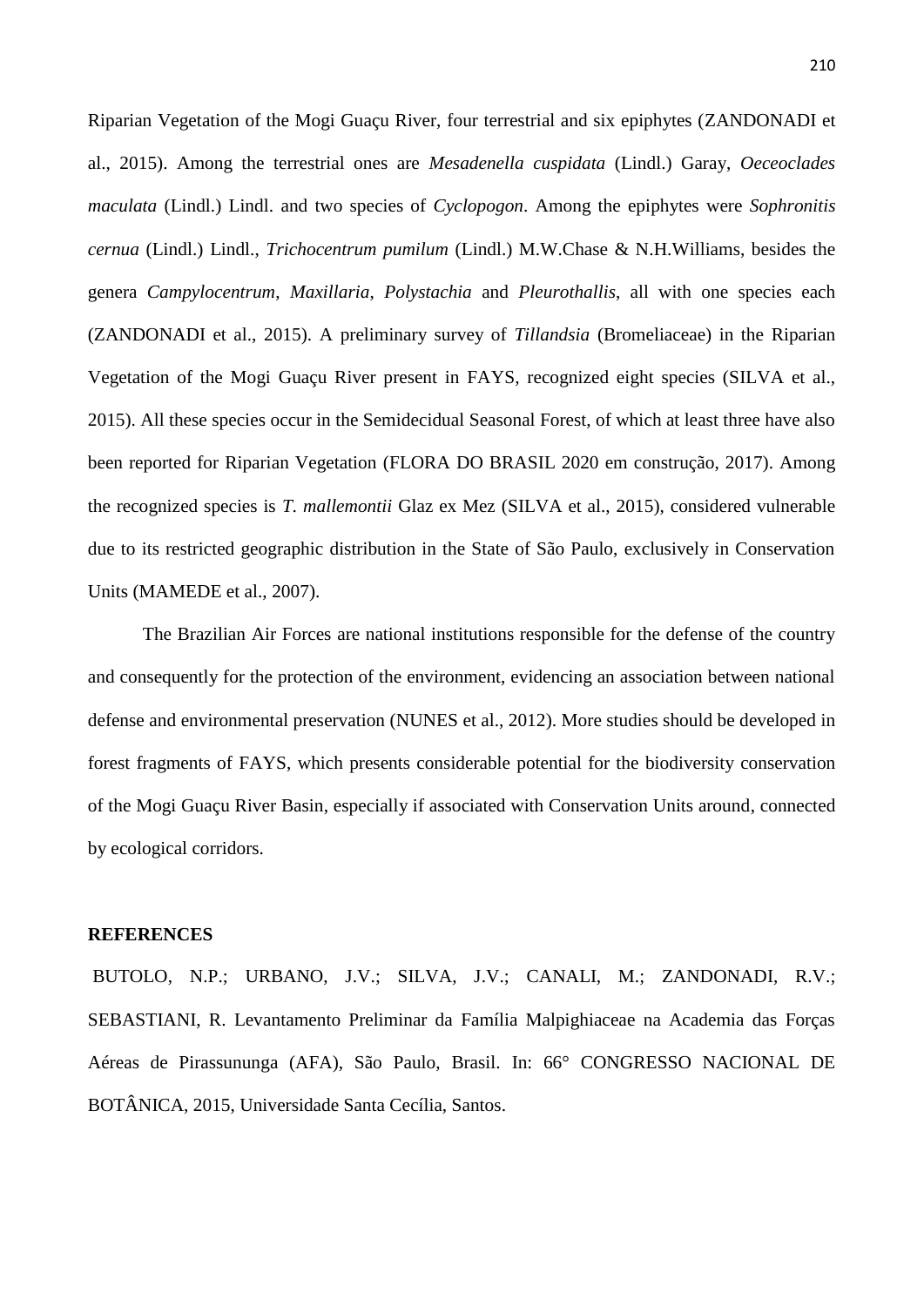Riparian Vegetation of the Mogi Guaçu River, four terrestrial and six epiphytes (ZANDONADI et al., 2015). Among the terrestrial ones are *Mesadenella cuspidata* (Lindl.) Garay, *Oeceoclades maculata* (Lindl.) Lindl. and two species of *Cyclopogon*. Among the epiphytes were *Sophronitis cernua* (Lindl.) Lindl., *Trichocentrum pumilum* (Lindl.) M.W.Chase & N.H.Williams, besides the genera *Campylocentrum*, *Maxillaria*, *Polystachia* and *Pleurothallis*, all with one species each (ZANDONADI et al., 2015). A preliminary survey of *Tillandsia* (Bromeliaceae) in the Riparian Vegetation of the Mogi Guaçu River present in FAYS, recognized eight species (SILVA et al., 2015). All these species occur in the Semidecidual Seasonal Forest, of which at least three have also been reported for Riparian Vegetation (FLORA DO BRASIL 2020 em construção, 2017). Among the recognized species is *T. mallemontii* Glaz ex Mez (SILVA et al., 2015), considered vulnerable due to its restricted geographic distribution in the State of São Paulo, exclusively in Conservation Units (MAMEDE et al., 2007).

The Brazilian Air Forces are national institutions responsible for the defense of the country and consequently for the protection of the environment, evidencing an association between national defense and environmental preservation (NUNES et al., 2012). More studies should be developed in forest fragments of FAYS, which presents considerable potential for the biodiversity conservation of the Mogi Guaçu River Basin, especially if associated with Conservation Units around, connected by ecological corridors.

**REFERENCES**

BUTOLO, N.P.; URBANO, J.V.; SILVA, J.V.; CANALI, M.; ZANDONADI, R.V.; SEBASTIANI, R. Levantamento Preliminar da Família Malpighiaceae na Academia das Forças Aéreas de Pirassununga (AFA), São Paulo, Brasil. In: 66° CONGRESSO NACIONAL DE BOTÂNICA, 2015, Universidade Santa Cecília, Santos.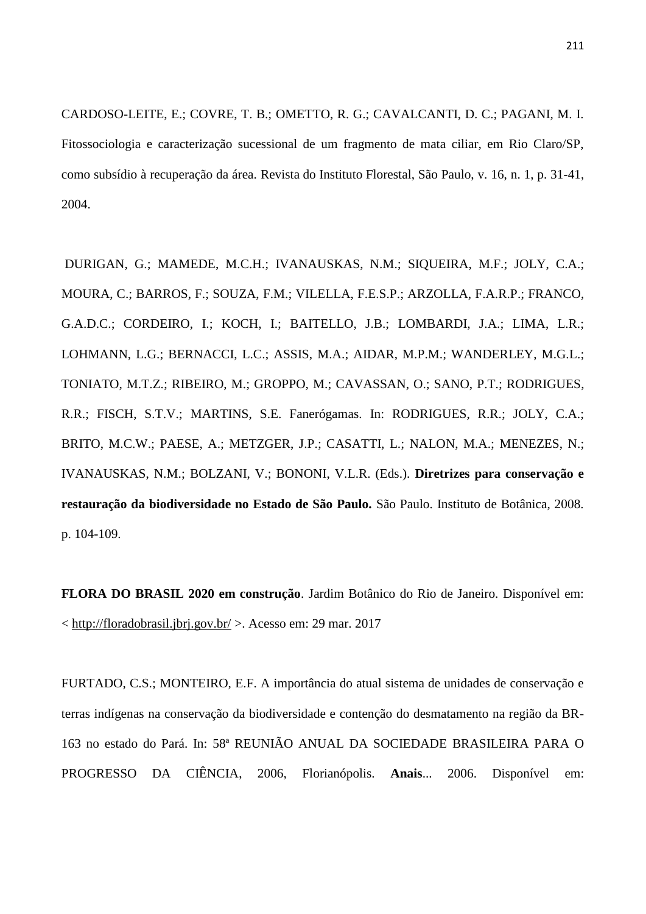CARDOSO-LEITE, E.; COVRE, T. B.; OMETTO, R. G.; CAVALCANTI, D. C.; PAGANI, M. I. Fitossociologia e caracterização sucessional de um fragmento de mata ciliar, em Rio Claro/SP, como subsídio à recuperação da área. Revista do Instituto Florestal, São Paulo, v. 16, n. 1, p. 31-41, 2004.

DURIGAN, G.; MAMEDE, M.C.H.; IVANAUSKAS, N.M.; SIQUEIRA, M.F.; JOLY, C.A.; MOURA, C.; BARROS, F.; SOUZA, F.M.; VILELLA, F.E.S.P.; ARZOLLA, F.A.R.P.; FRANCO, G.A.D.C.; CORDEIRO, I.; KOCH, I.; BAITELLO, J.B.; LOMBARDI, J.A.; LIMA, L.R.; LOHMANN, L.G.; BERNACCI, L.C.; ASSIS, M.A.; AIDAR, M.P.M.; WANDERLEY, M.G.L.; TONIATO, M.T.Z.; RIBEIRO, M.; GROPPO, M.; CAVASSAN, O.; SANO, P.T.; RODRIGUES, R.R.; FISCH, S.T.V.; MARTINS, S.E. Fanerógamas. In: RODRIGUES, R.R.; JOLY, C.A.; BRITO, M.C.W.; PAESE, A.; METZGER, J.P.; CASATTI, L.; NALON, M.A.; MENEZES, N.; IVANAUSKAS, N.M.; BOLZANI, V.; BONONI, V.L.R. (Eds.). **Diretrizes para conservação e restauração da biodiversidade no Estado de São Paulo.** São Paulo. Instituto de Botânica, 2008. p. 104-109.

**FLORA DO BRASIL 2020 em construção**. Jardim Botânico do Rio de Janeiro. Disponível em: < http://floradobrasil.jbrj.gov.br/ >. Acesso em: 29 mar. 2017

FURTADO, C.S.; MONTEIRO, E.F. A importância do atual sistema de unidades de conservação e terras indígenas na conservação da biodiversidade e contenção do desmatamento na região da BR-163 no estado do Pará. In: 58ª REUNIÃO ANUAL DA SOCIEDADE BRASILEIRA PARA O PROGRESSO DA CIÊNCIA, 2006, Florianópolis. **Anais**... 2006. Disponível em: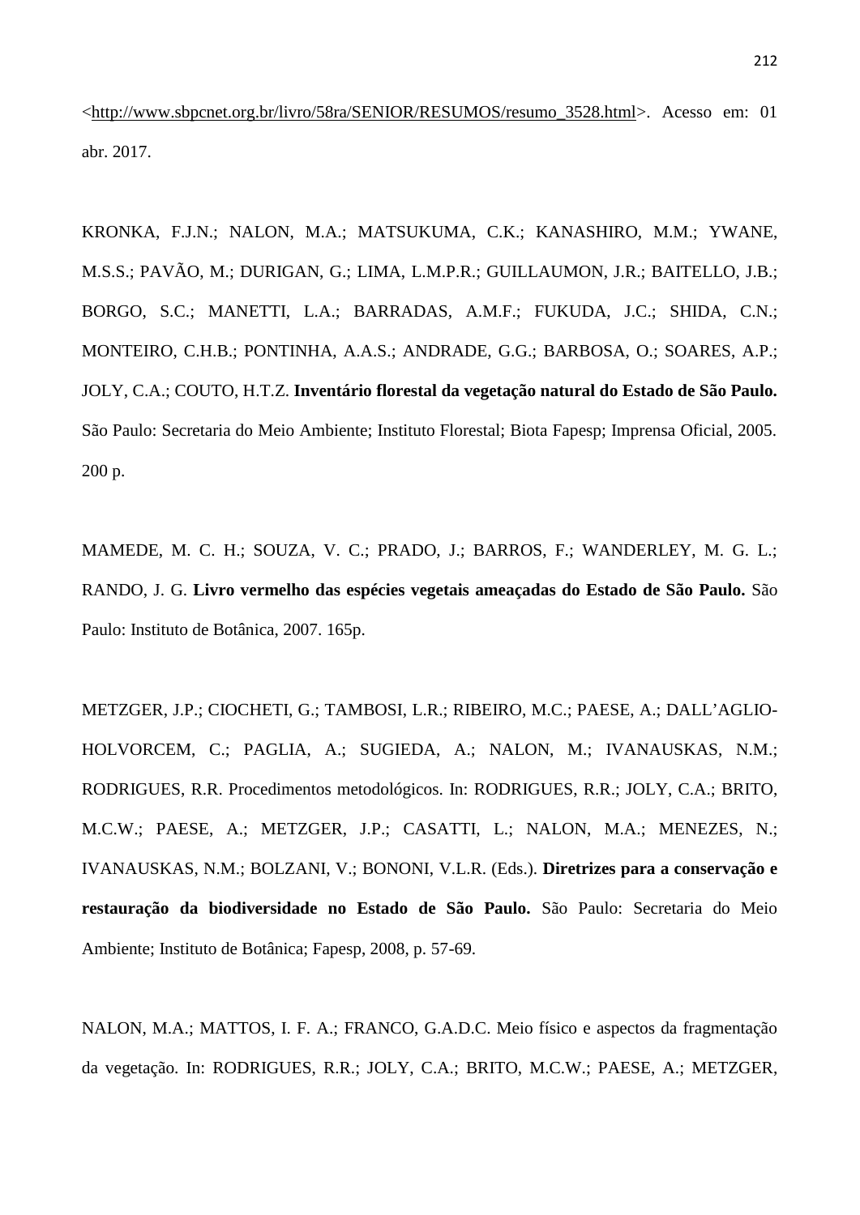<http://www.sbpcnet.org.br/livro/58ra/SENIOR/RESUMOS/resumo_3528.html>. Acesso em: 01 abr. 2017.

KRONKA, F.J.N.; NALON, M.A.; MATSUKUMA, C.K.; KANASHIRO, M.M.; YWANE, M.S.S.; PAVÃO, M.; DURIGAN, G.; LIMA, L.M.P.R.; GUILLAUMON, J.R.; BAITELLO, J.B.; BORGO, S.C.; MANETTI, L.A.; BARRADAS, A.M.F.; FUKUDA, J.C.; SHIDA, C.N.; MONTEIRO, C.H.B.; PONTINHA, A.A.S.; ANDRADE, G.G.; BARBOSA, O.; SOARES, A.P.; JOLY, C.A.; COUTO, H.T.Z. **Inventário florestal da vegetação natural do Estado de São Paulo.** São Paulo: Secretaria do Meio Ambiente; Instituto Florestal; Biota Fapesp; Imprensa Oficial, 2005. 200 p.

MAMEDE, M. C. H.; SOUZA, V. C.; PRADO, J.; BARROS, F.; WANDERLEY, M. G. L.; RANDO, J. G. **Livro vermelho das espécies vegetais ameaçadas do Estado de São Paulo.** São Paulo: Instituto de Botânica, 2007. 165p.

METZGER, J.P.; CIOCHETI, G.; TAMBOSI, L.R.; RIBEIRO, M.C.; PAESE, A.; DALL'AGLIO-HOLVORCEM, C.; PAGLIA, A.; SUGIEDA, A.; NALON, M.; IVANAUSKAS, N.M.; RODRIGUES, R.R. Procedimentos metodológicos. In: RODRIGUES, R.R.; JOLY, C.A.; BRITO, M.C.W.; PAESE, A.; METZGER, J.P.; CASATTI, L.; NALON, M.A.; MENEZES, N.; IVANAUSKAS, N.M.; BOLZANI, V.; BONONI, V.L.R. (Eds.). **Diretrizes para a conservação e restauração da biodiversidade no Estado de São Paulo.** São Paulo: Secretaria do Meio Ambiente; Instituto de Botânica; Fapesp, 2008, p. 57-69.

NALON, M.A.; MATTOS, I. F. A.; FRANCO, G.A.D.C. Meio físico e aspectos da fragmentação da vegetação. In: RODRIGUES, R.R.; JOLY, C.A.; BRITO, M.C.W.; PAESE, A.; METZGER,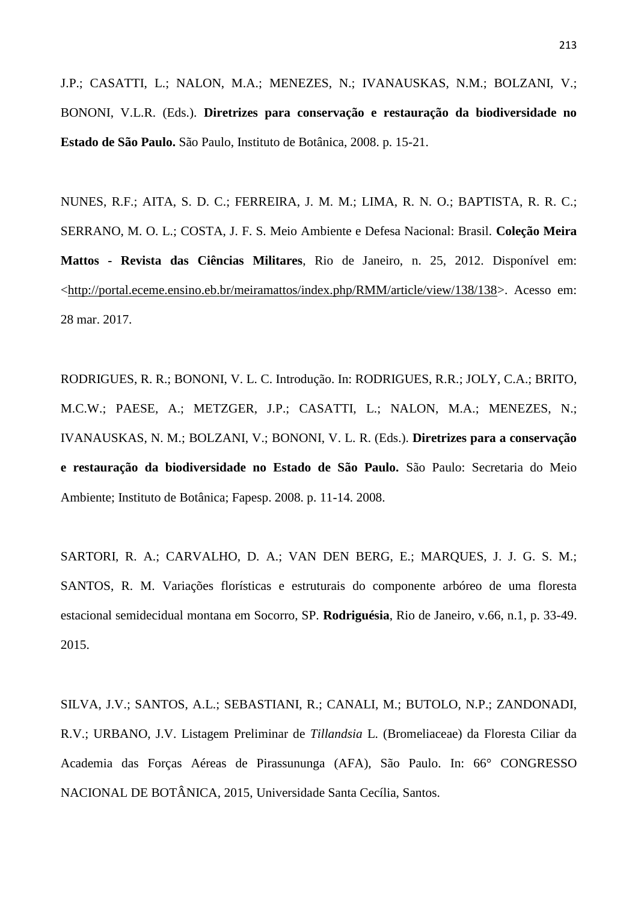J.P.; CASATTI, L.; NALON, M.A.; MENEZES, N.; IVANAUSKAS, N.M.; BOLZANI, V.; BONONI, V.L.R. (Eds.). **Diretrizes para conservação e restauração da biodiversidade no Estado de São Paulo.** São Paulo, Instituto de Botânica, 2008. p. 15-21.

NUNES, R.F.; AITA, S. D. C.; FERREIRA, J. M. M.; LIMA, R. N. O.; BAPTISTA, R. R. C.; SERRANO, M. O. L.; COSTA, J. F. S. Meio Ambiente e Defesa Nacional: Brasil. **Coleção Meira Mattos - Revista das Ciências Militares**, Rio de Janeiro, n. 25, 2012. Disponível em: <http://portal.eceme.ensino.eb.br/meiramattos/index.php/RMM/article/view/138/138>. Acesso em: 28 mar. 2017.

RODRIGUES, R. R.; BONONI, V. L. C. Introdução. In: RODRIGUES, R.R.; JOLY, C.A.; BRITO, M.C.W.; PAESE, A.; METZGER, J.P.; CASATTI, L.; NALON, M.A.; MENEZES, N.; IVANAUSKAS, N. M.; BOLZANI, V.; BONONI, V. L. R. (Eds.). **Diretrizes para a conservação e restauração da biodiversidade no Estado de São Paulo.** São Paulo: Secretaria do Meio Ambiente; Instituto de Botânica; Fapesp. 2008. p. 11-14. 2008.

SARTORI, R. A.; CARVALHO, D. A.; VAN DEN BERG, E.; MARQUES, J. J. G. S. M.; SANTOS, R. M. Variações florísticas e estruturais do componente arbóreo de uma floresta estacional semidecidual montana em Socorro, SP. **Rodriguésia**, Rio de Janeiro, v.66, n.1, p. 33-49. 2015.

SILVA, J.V.; SANTOS, A.L.; SEBASTIANI, R.; CANALI, M.; BUTOLO, N.P.; ZANDONADI, R.V.; URBANO, J.V. Listagem Preliminar de *Tillandsia* L. (Bromeliaceae) da Floresta Ciliar da Academia das Forças Aéreas de Pirassununga (AFA), São Paulo. In: 66° CONGRESSO NACIONAL DE BOTÂNICA, 2015, Universidade Santa Cecília, Santos.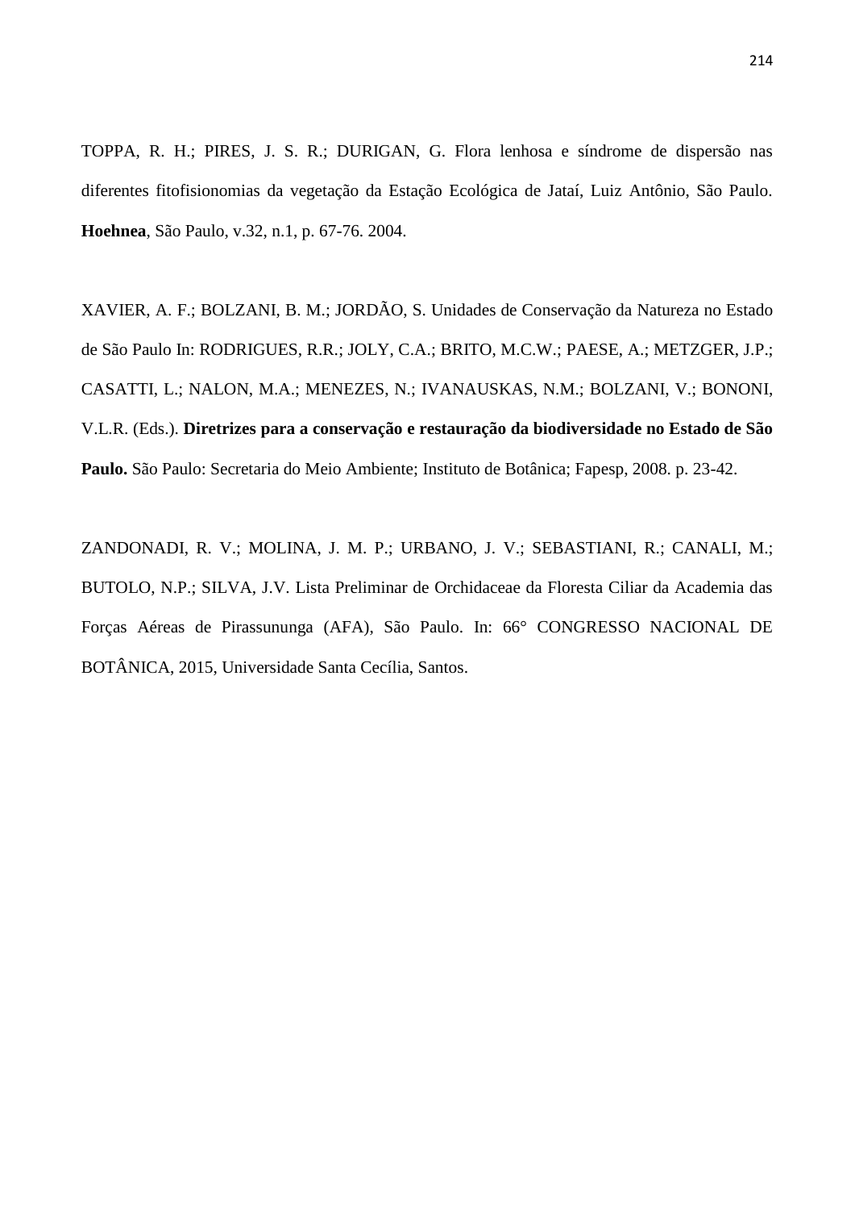TOPPA, R. H.; PIRES, J. S. R.; DURIGAN, G. Flora lenhosa e síndrome de dispersão nas diferentes fitofisionomias da vegetação da Estação Ecológica de Jataí, Luiz Antônio, São Paulo. **Hoehnea**, São Paulo, v.32, n.1, p. 67-76. 2004.

XAVIER, A. F.; BOLZANI, B. M.; JORDÃO, S. Unidades de Conservação da Natureza no Estado de São Paulo In: RODRIGUES, R.R.; JOLY, C.A.; BRITO, M.C.W.; PAESE, A.; METZGER, J.P.; CASATTI, L.; NALON, M.A.; MENEZES, N.; IVANAUSKAS, N.M.; BOLZANI, V.; BONONI, V.L.R. (Eds.). **Diretrizes para a conservação e restauração da biodiversidade no Estado de São Paulo.** São Paulo: Secretaria do Meio Ambiente; Instituto de Botânica; Fapesp, 2008. p. 23-42.

ZANDONADI, R. V.; MOLINA, J. M. P.; URBANO, J. V.; SEBASTIANI, R.; CANALI, M.; BUTOLO, N.P.; SILVA, J.V. Lista Preliminar de Orchidaceae da Floresta Ciliar da Academia das Forças Aéreas de Pirassununga (AFA), São Paulo. In: 66° CONGRESSO NACIONAL DE BOTÂNICA, 2015, Universidade Santa Cecília, Santos.